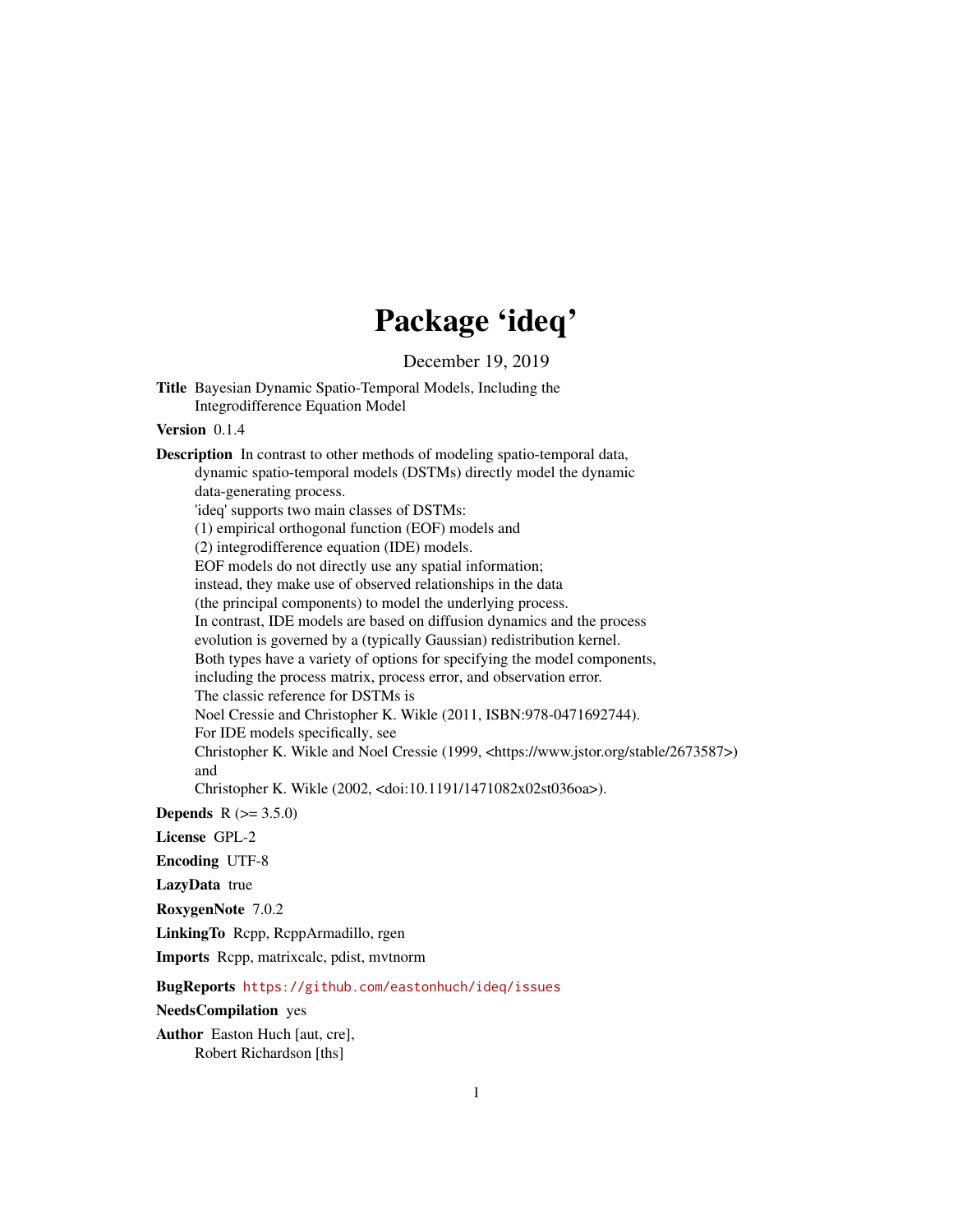# Package 'ideq'

December 19, 2019

**Title** Bayesian Dynamic Spatio-Temporal Models, Including the Integrodifference Equation Model

**Version** 0.1.4

**Description** In contrast to other methods of modeling spatio-temporal data, dynamic spatio-temporal models (DSTMs) directly model the dynamic data-generating process.
'ideq' supports two main classes of DSTMs:
(1) empirical orthogonal function (EOF) models and
(2) integrodifference equation (IDE) models.
EOF models do not directly use any spatial information;
instead, they make use of observed relationships in the data
(the principal components) to model the underlying process.
In contrast, IDE models are based on diffusion dynamics and the process evolution is governed by a (typically Gaussian) redistribution kernel.
Both types have a variety of options for specifying the model components, including the process matrix, process error, and observation error.
The classic reference for DSTMs is
Noel Cressie and Christopher K. Wikle (2011, ISBN:978-0471692744).
For IDE models specifically, see
Christopher K. Wikle and Noel Cressie (1999, <https://www.jstor.org/stable/2673587>)
and
Christopher K. Wikle (2002, <doi:10.1191/1471082x02st036oa>).

**Depends** R (>= 3.5.0)

**License** GPL-2

**Encoding** UTF-8

**LazyData** true

**RoxygenNote** 7.0.2

**LinkingTo** Rcpp, RcppArmadillo, rgen

**Imports** Rcpp, matrixcalc, pdist, mvtnorm

**BugReports** https://github.com/eastonhuch/ideq/issues

**NeedsCompilation** yes

**Author** Easton Huch [aut, cre],
Robert Richardson [ths]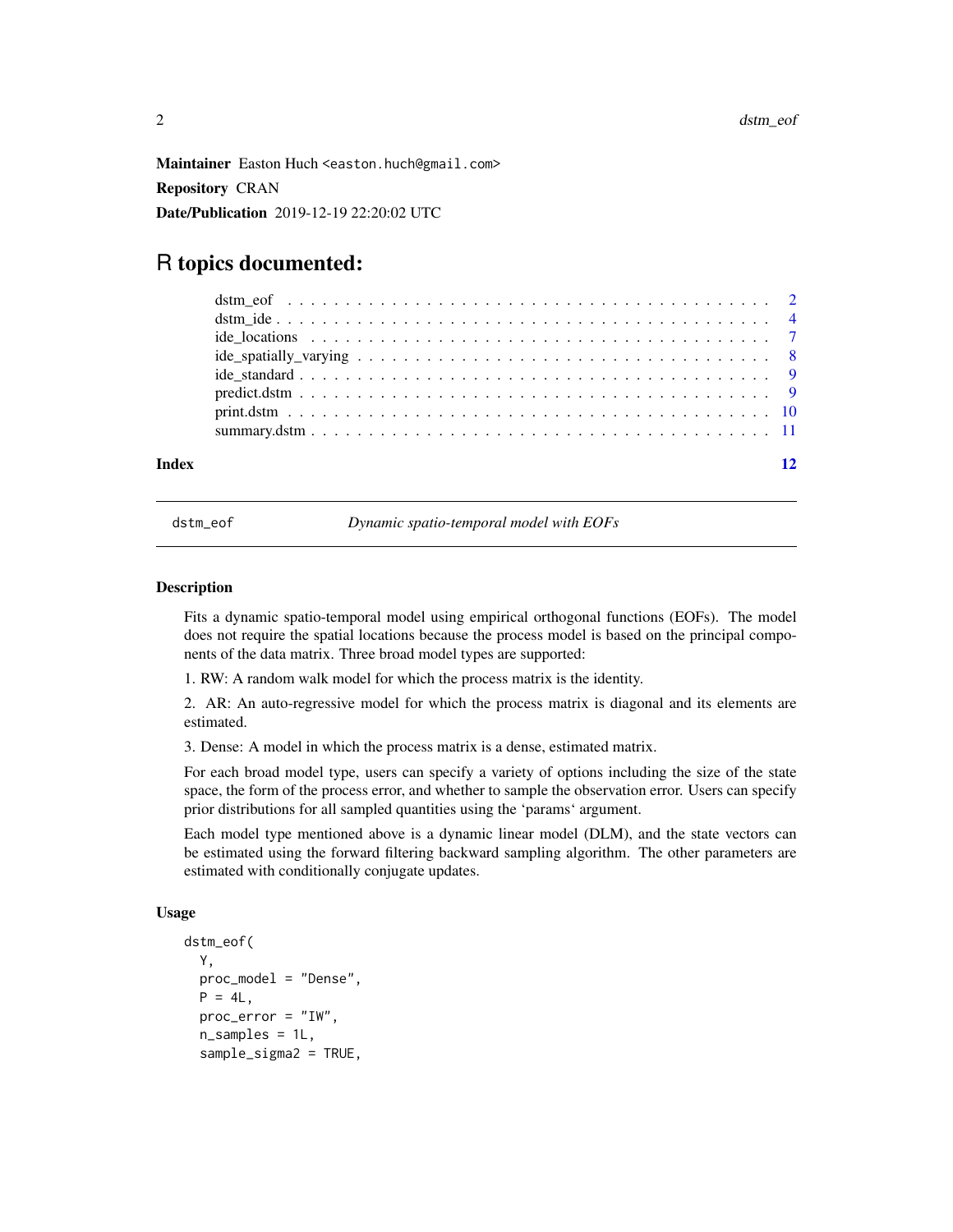**Maintainer** Easton Huch <easton.huch@gmail.com>

**Repository** CRAN

**Date/Publication** 2019-12-19 22:20:02 UTC

# R topics documented:

| | |
|---|---|
| dstm_eof | 2 |
| dstm_ide | 4 |
| ide_locations | 7 |
| ide_spatially_varying | 8 |
| ide_standard | 9 |
| predict.dstm | 9 |
| print.dstm | 10 |
| summary.dstm | 11 |
| **Index** | **12** |

---

## dstm_eof — *Dynamic spatio-temporal model with EOFs*

---

### Description

Fits a dynamic spatio-temporal model using empirical orthogonal functions (EOFs). The model does not require the spatial locations because the process model is based on the principal components of the data matrix. Three broad model types are supported:

1. RW: A random walk model for which the process matrix is the identity.

2. AR: An auto-regressive model for which the process matrix is diagonal and its elements are estimated.

3. Dense: A model in which the process matrix is a dense, estimated matrix.

For each broad model type, users can specify a variety of options including the size of the state space, the form of the process error, and whether to sample the observation error. Users can specify prior distributions for all sampled quantities using the 'params' argument.

Each model type mentioned above is a dynamic linear model (DLM), and the state vectors can be estimated using the forward filtering backward sampling algorithm. The other parameters are estimated with conditionally conjugate updates.

### Usage

```
dstm_eof(
  Y,
  proc_model = "Dense",
  P = 4L,
  proc_error = "IW",
  n_samples = 1L,
  sample_sigma2 = TRUE,
```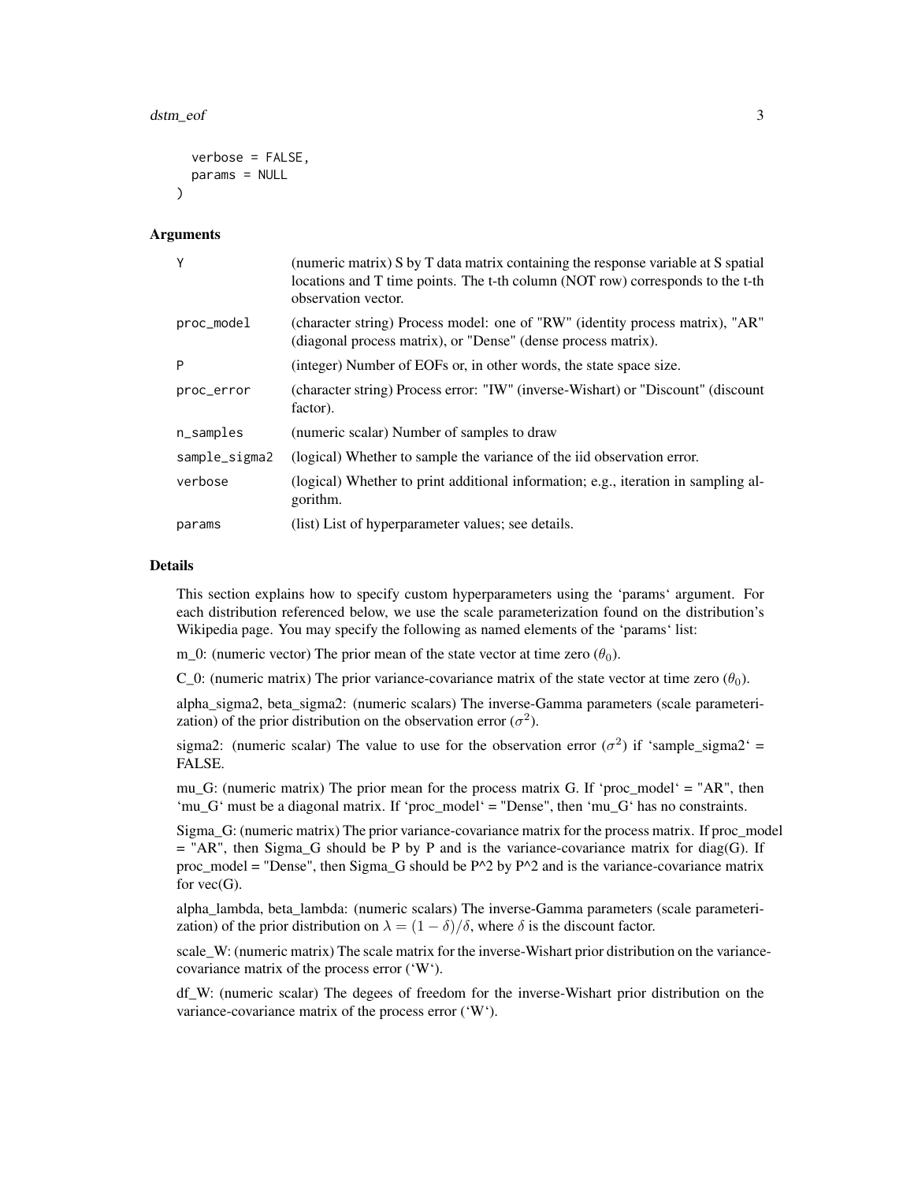```
  verbose = FALSE,
  params = NULL
)
```

## Arguments

| | |
|---|---|
| Y | (numeric matrix) S by T data matrix containing the response variable at S spatial locations and T time points. The t-th column (NOT row) corresponds to the t-th observation vector. |
| proc_model | (character string) Process model: one of "RW" (identity process matrix), "AR" (diagonal process matrix), or "Dense" (dense process matrix). |
| P | (integer) Number of EOFs or, in other words, the state space size. |
| proc_error | (character string) Process error: "IW" (inverse-Wishart) or "Discount" (discount factor). |
| n_samples | (numeric scalar) Number of samples to draw |
| sample_sigma2 | (logical) Whether to sample the variance of the iid observation error. |
| verbose | (logical) Whether to print additional information; e.g., iteration in sampling algorithm. |
| params | (list) List of hyperparameter values; see details. |

## Details

This section explains how to specify custom hyperparameters using the 'params' argument. For each distribution referenced below, we use the scale parameterization found on the distribution's Wikipedia page. You may specify the following as named elements of the 'params' list:

m_0: (numeric vector) The prior mean of the state vector at time zero ($\theta_0$).

C_0: (numeric matrix) The prior variance-covariance matrix of the state vector at time zero ($\theta_0$).

alpha_sigma2, beta_sigma2: (numeric scalars) The inverse-Gamma parameters (scale parameterization) of the prior distribution on the observation error ($\sigma^2$).

sigma2: (numeric scalar) The value to use for the observation error ($\sigma^2$) if 'sample_sigma2' = FALSE.

mu_G: (numeric matrix) The prior mean for the process matrix G. If 'proc_model' = "AR", then 'mu_G' must be a diagonal matrix. If 'proc_model' = "Dense", then 'mu_G' has no constraints.

Sigma_G: (numeric matrix) The prior variance-covariance matrix for the process matrix. If proc_model = "AR", then Sigma_G should be P by P and is the variance-covariance matrix for diag(G). If proc_model = "Dense", then Sigma_G should be P^2 by P^2 and is the variance-covariance matrix for vec(G).

alpha_lambda, beta_lambda: (numeric scalars) The inverse-Gamma parameters (scale parameterization) of the prior distribution on $\lambda = (1 - \delta)/\delta$, where $\delta$ is the discount factor.

scale_W: (numeric matrix) The scale matrix for the inverse-Wishart prior distribution on the variance-covariance matrix of the process error ('W').

df_W: (numeric scalar) The degees of freedom for the inverse-Wishart prior distribution on the variance-covariance matrix of the process error ('W').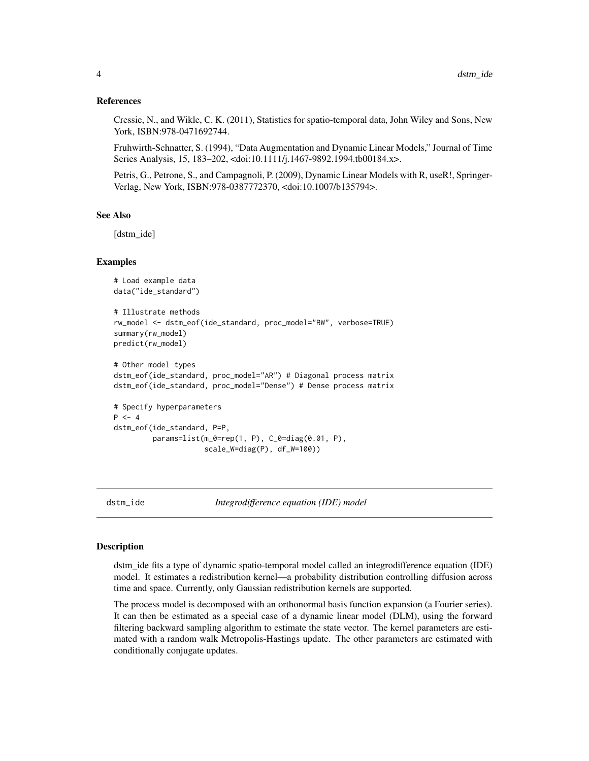### References

Cressie, N., and Wikle, C. K. (2011), Statistics for spatio-temporal data, John Wiley and Sons, New York, ISBN:978-0471692744.

Fruhwirth-Schnatter, S. (1994), "Data Augmentation and Dynamic Linear Models," Journal of Time Series Analysis, 15, 183–202, <doi:10.1111/j.1467-9892.1994.tb00184.x>.

Petris, G., Petrone, S., and Campagnoli, P. (2009), Dynamic Linear Models with R, useR!, Springer-Verlag, New York, ISBN:978-0387772370, <doi:10.1007/b135794>.

### See Also

[dstm_ide]

### Examples

```
# Load example data
data("ide_standard")

# Illustrate methods
rw_model <- dstm_eof(ide_standard, proc_model="RW", verbose=TRUE)
summary(rw_model)
predict(rw_model)

# Other model types
dstm_eof(ide_standard, proc_model="AR") # Diagonal process matrix
dstm_eof(ide_standard, proc_model="Dense") # Dense process matrix

# Specify hyperparameters
P <- 4
dstm_eof(ide_standard, P=P,
         params=list(m_0=rep(1, P), C_0=diag(0.01, P),
                     scale_W=diag(P), df_W=100))
```

---

## dstm_ide — *Integrodifference equation (IDE) model*

### Description

dstm_ide fits a type of dynamic spatio-temporal model called an integrodifference equation (IDE) model. It estimates a redistribution kernel—a probability distribution controlling diffusion across time and space. Currently, only Gaussian redistribution kernels are supported.

The process model is decomposed with an orthonormal basis function expansion (a Fourier series). It can then be estimated as a special case of a dynamic linear model (DLM), using the forward filtering backward sampling algorithm to estimate the state vector. The kernel parameters are estimated with a random walk Metropolis-Hastings update. The other parameters are estimated with conditionally conjugate updates.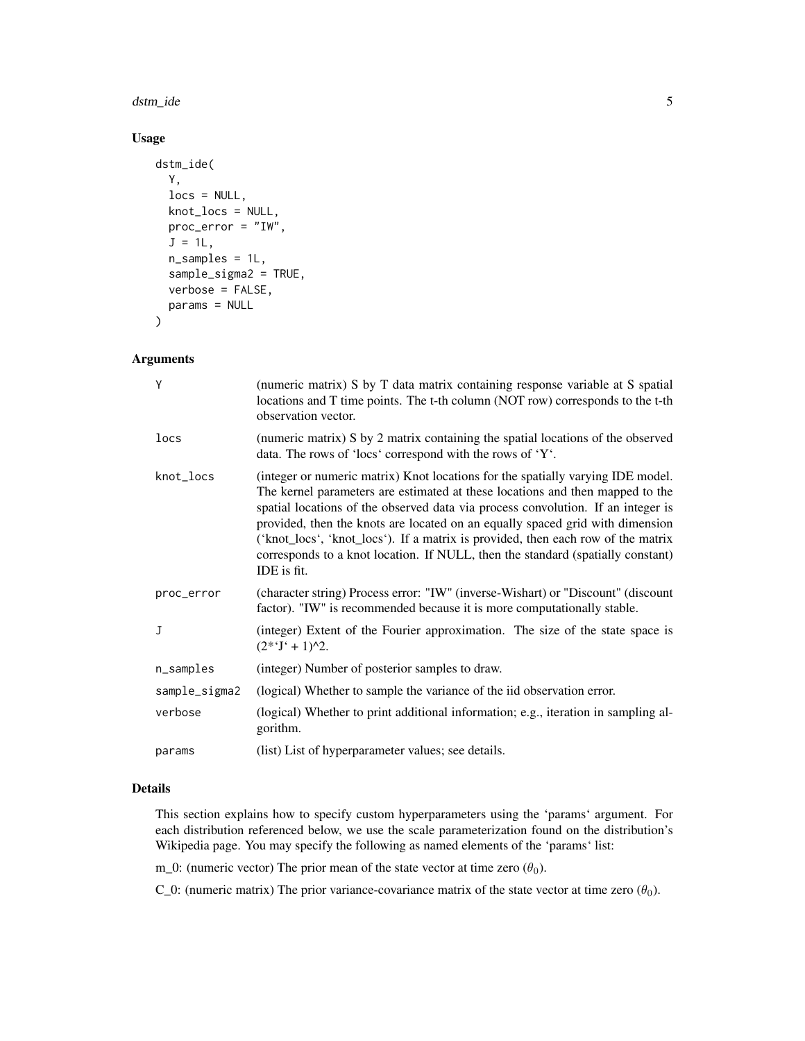## Usage

```
dstm_ide(
  Y,
  locs = NULL,
  knot_locs = NULL,
  proc_error = "IW",
  J = 1L,
  n_samples = 1L,
  sample_sigma2 = TRUE,
  verbose = FALSE,
  params = NULL
)
```

## Arguments

| | |
|---|---|
| Y | (numeric matrix) S by T data matrix containing response variable at S spatial locations and T time points. The t-th column (NOT row) corresponds to the t-th observation vector. |
| locs | (numeric matrix) S by 2 matrix containing the spatial locations of the observed data. The rows of 'locs' correspond with the rows of 'Y'. |
| knot_locs | (integer or numeric matrix) Knot locations for the spatially varying IDE model. The kernel parameters are estimated at these locations and then mapped to the spatial locations of the observed data via process convolution. If an integer is provided, then the knots are located on an equally spaced grid with dimension ('knot_locs', 'knot_locs'). If a matrix is provided, then each row of the matrix corresponds to a knot location. If NULL, then the standard (spatially constant) IDE is fit. |
| proc_error | (character string) Process error: "IW" (inverse-Wishart) or "Discount" (discount factor). "IW" is recommended because it is more computationally stable. |
| J | (integer) Extent of the Fourier approximation. The size of the state space is (2*'J' + 1)^2. |
| n_samples | (integer) Number of posterior samples to draw. |
| sample_sigma2 | (logical) Whether to sample the variance of the iid observation error. |
| verbose | (logical) Whether to print additional information; e.g., iteration in sampling algorithm. |
| params | (list) List of hyperparameter values; see details. |

## Details

This section explains how to specify custom hyperparameters using the 'params' argument. For each distribution referenced below, we use the scale parameterization found on the distribution's Wikipedia page. You may specify the following as named elements of the 'params' list:

m_0: (numeric vector) The prior mean of the state vector at time zero ($\theta_0$).

C_0: (numeric matrix) The prior variance-covariance matrix of the state vector at time zero ($\theta_0$).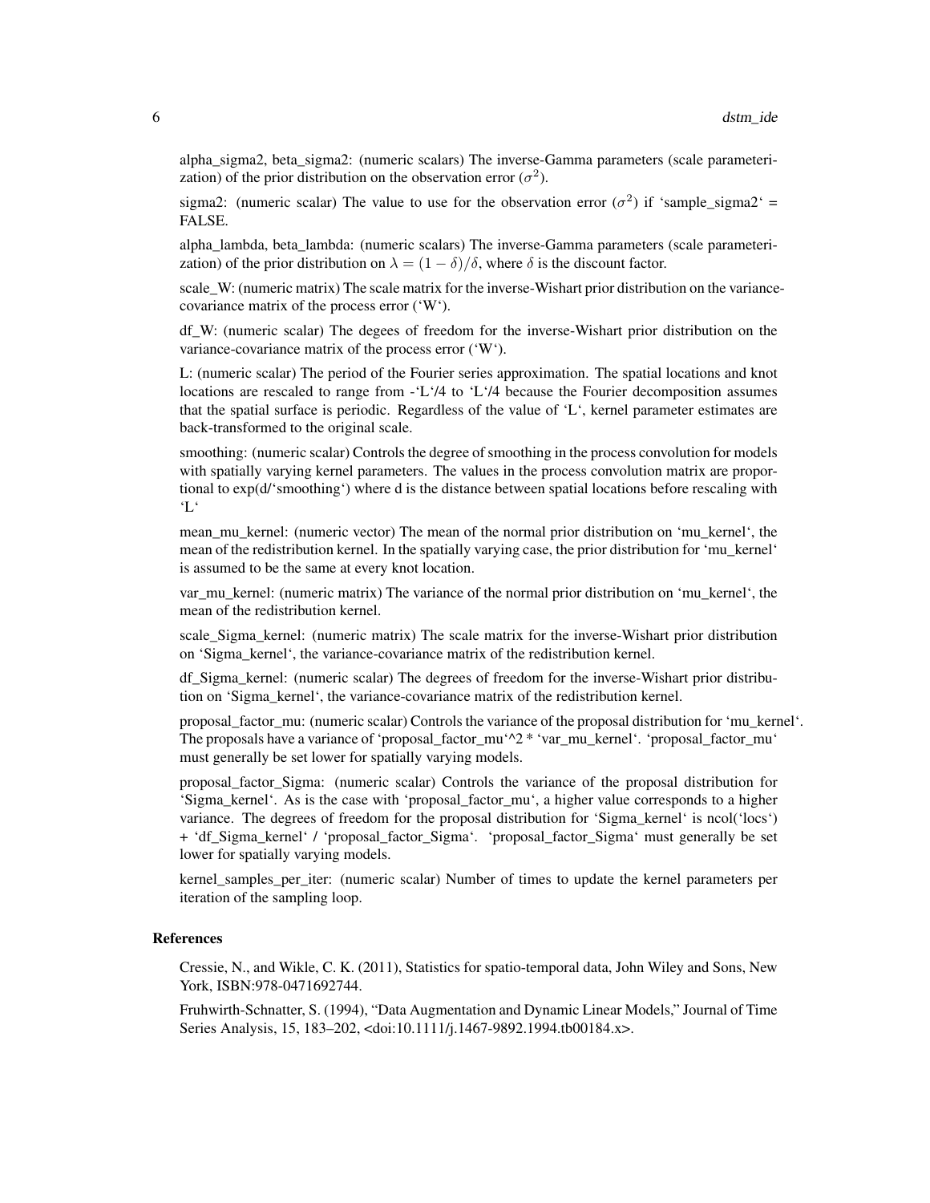alpha_sigma2, beta_sigma2: (numeric scalars) The inverse-Gamma parameters (scale parameterization) of the prior distribution on the observation error ($\sigma^2$).

sigma2: (numeric scalar) The value to use for the observation error ($\sigma^2$) if 'sample_sigma2' = FALSE.

alpha_lambda, beta_lambda: (numeric scalars) The inverse-Gamma parameters (scale parameterization) of the prior distribution on $\lambda = (1 - \delta)/\delta$, where $\delta$ is the discount factor.

scale_W: (numeric matrix) The scale matrix for the inverse-Wishart prior distribution on the variance-covariance matrix of the process error ('W').

df_W: (numeric scalar) The degees of freedom for the inverse-Wishart prior distribution on the variance-covariance matrix of the process error ('W').

L: (numeric scalar) The period of the Fourier series approximation. The spatial locations and knot locations are rescaled to range from -'L'/4 to 'L'/4 because the Fourier decomposition assumes that the spatial surface is periodic. Regardless of the value of 'L', kernel parameter estimates are back-transformed to the original scale.

smoothing: (numeric scalar) Controls the degree of smoothing in the process convolution for models with spatially varying kernel parameters. The values in the process convolution matrix are proportional to exp(d/'smoothing') where d is the distance between spatial locations before rescaling with 'L'

mean_mu_kernel: (numeric vector) The mean of the normal prior distribution on 'mu_kernel', the mean of the redistribution kernel. In the spatially varying case, the prior distribution for 'mu_kernel' is assumed to be the same at every knot location.

var_mu_kernel: (numeric matrix) The variance of the normal prior distribution on 'mu_kernel', the mean of the redistribution kernel.

scale_Sigma_kernel: (numeric matrix) The scale matrix for the inverse-Wishart prior distribution on 'Sigma_kernel', the variance-covariance matrix of the redistribution kernel.

df_Sigma_kernel: (numeric scalar) The degrees of freedom for the inverse-Wishart prior distribution on 'Sigma_kernel', the variance-covariance matrix of the redistribution kernel.

proposal_factor_mu: (numeric scalar) Controls the variance of the proposal distribution for 'mu_kernel'. The proposals have a variance of 'proposal_factor_mu'^2 * 'var_mu_kernel'. 'proposal_factor_mu' must generally be set lower for spatially varying models.

proposal_factor_Sigma: (numeric scalar) Controls the variance of the proposal distribution for 'Sigma_kernel'. As is the case with 'proposal_factor_mu', a higher value corresponds to a higher variance. The degrees of freedom for the proposal distribution for 'Sigma_kernel' is ncol('locs') + 'df_Sigma_kernel' / 'proposal_factor_Sigma'. 'proposal_factor_Sigma' must generally be set lower for spatially varying models.

kernel_samples_per_iter: (numeric scalar) Number of times to update the kernel parameters per iteration of the sampling loop.

## References

Cressie, N., and Wikle, C. K. (2011), Statistics for spatio-temporal data, John Wiley and Sons, New York, ISBN:978-0471692744.

Fruhwirth-Schnatter, S. (1994), "Data Augmentation and Dynamic Linear Models," Journal of Time Series Analysis, 15, 183–202, <doi:10.1111/j.1467-9892.1994.tb00184.x>.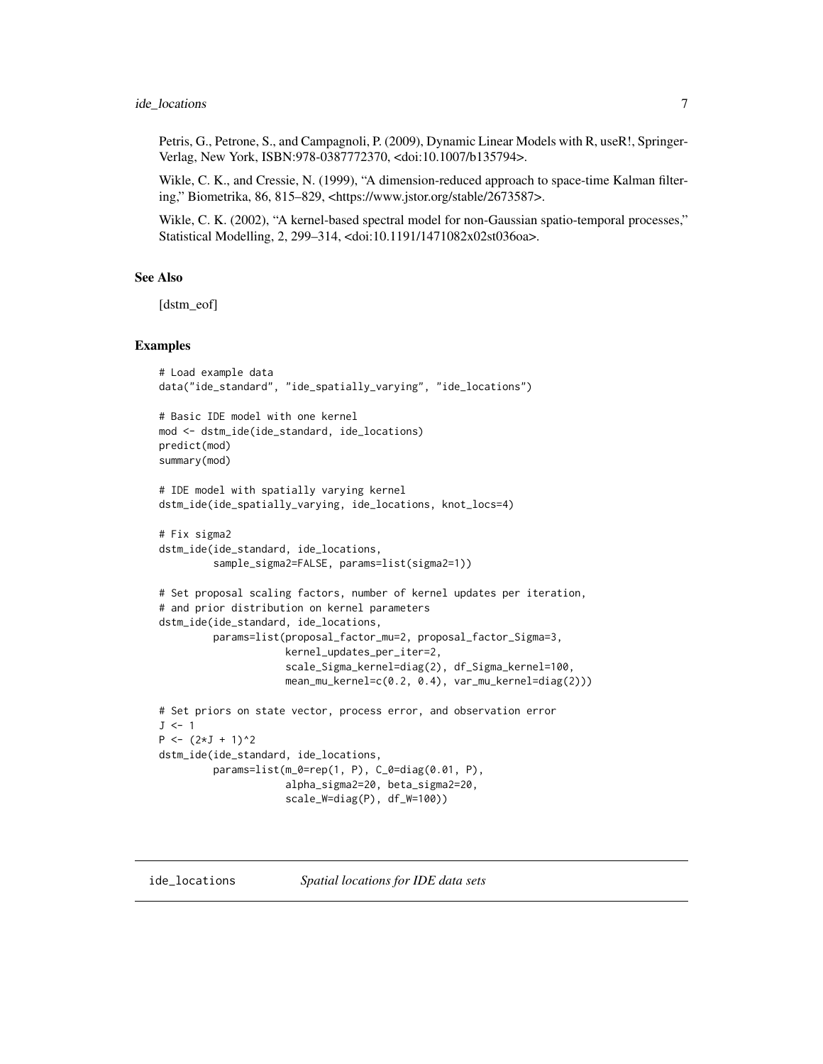Petris, G., Petrone, S., and Campagnoli, P. (2009), Dynamic Linear Models with R, useR!, Springer-Verlag, New York, ISBN:978-0387772370, <doi:10.1007/b135794>.

Wikle, C. K., and Cressie, N. (1999), "A dimension-reduced approach to space-time Kalman filtering," Biometrika, 86, 815–829, <https://www.jstor.org/stable/2673587>.

Wikle, C. K. (2002), "A kernel-based spectral model for non-Gaussian spatio-temporal processes," Statistical Modelling, 2, 299–314, <doi:10.1191/1471082x02st036oa>.

### See Also

[dstm_eof]

### Examples

```
# Load example data
data("ide_standard", "ide_spatially_varying", "ide_locations")

# Basic IDE model with one kernel
mod <- dstm_ide(ide_standard, ide_locations)
predict(mod)
summary(mod)

# IDE model with spatially varying kernel
dstm_ide(ide_spatially_varying, ide_locations, knot_locs=4)

# Fix sigma2
dstm_ide(ide_standard, ide_locations,
         sample_sigma2=FALSE, params=list(sigma2=1))

# Set proposal scaling factors, number of kernel updates per iteration,
# and prior distribution on kernel parameters
dstm_ide(ide_standard, ide_locations,
         params=list(proposal_factor_mu=2, proposal_factor_Sigma=3,
                     kernel_updates_per_iter=2,
                     scale_Sigma_kernel=diag(2), df_Sigma_kernel=100,
                     mean_mu_kernel=c(0.2, 0.4), var_mu_kernel=diag(2)))

# Set priors on state vector, process error, and observation error
J <- 1
P <- (2*J + 1)^2
dstm_ide(ide_standard, ide_locations,
         params=list(m_0=rep(1, P), C_0=diag(0.01, P),
                     alpha_sigma2=20, beta_sigma2=20,
                     scale_W=diag(P), df_W=100))
```

---

## ide_locations — *Spatial locations for IDE data sets*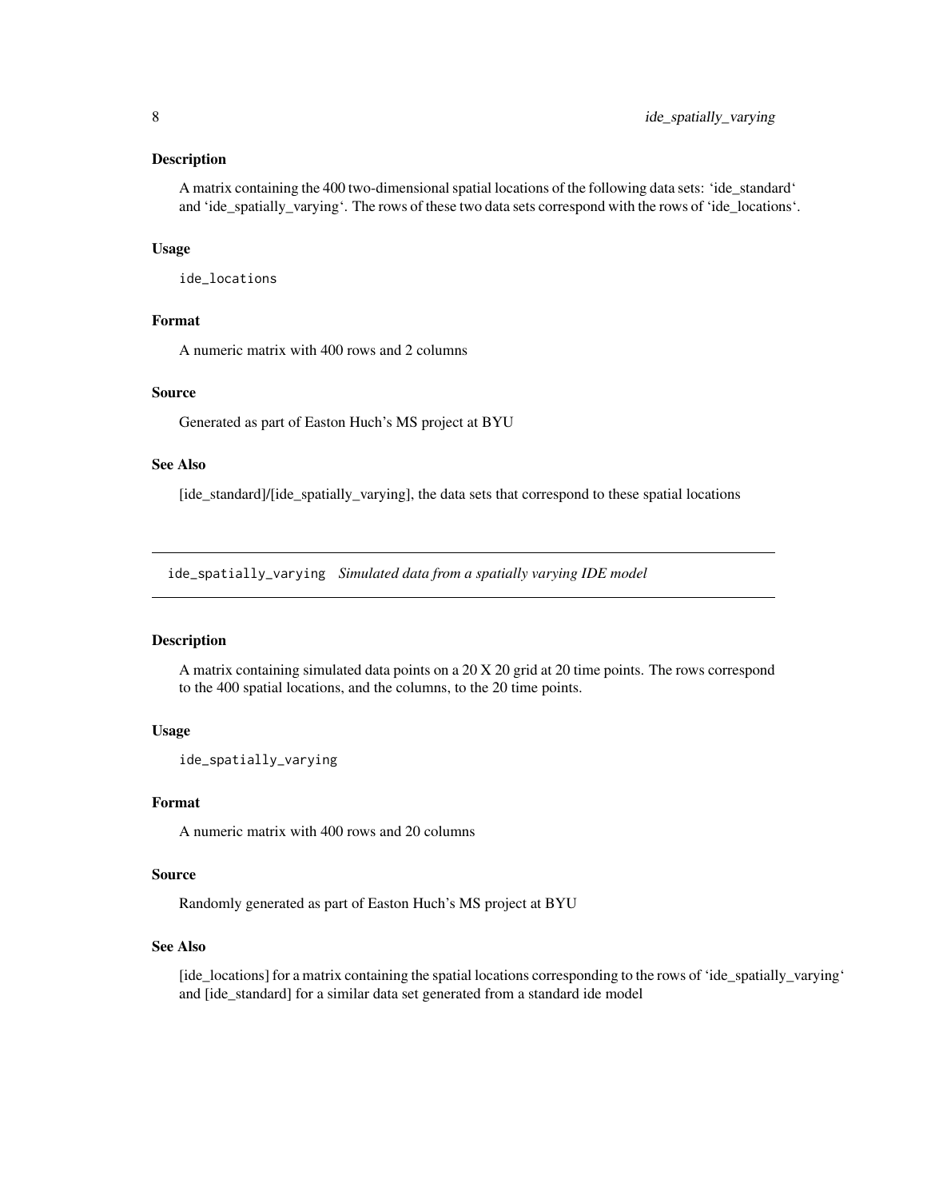### Description

A matrix containing the 400 two-dimensional spatial locations of the following data sets: ‘ide_standard‘ and ‘ide_spatially_varying‘. The rows of these two data sets correspond with the rows of ‘ide_locations‘.

### Usage

```
ide_locations
```

### Format

A numeric matrix with 400 rows and 2 columns

### Source

Generated as part of Easton Huch’s MS project at BYU

### See Also

[ide_standard]/[ide_spatially_varying], the data sets that correspond to these spatial locations

---

## ide_spatially_varying *Simulated data from a spatially varying IDE model*

### Description

A matrix containing simulated data points on a 20 X 20 grid at 20 time points. The rows correspond to the 400 spatial locations, and the columns, to the 20 time points.

### Usage

```
ide_spatially_varying
```

### Format

A numeric matrix with 400 rows and 20 columns

### Source

Randomly generated as part of Easton Huch’s MS project at BYU

### See Also

[ide_locations] for a matrix containing the spatial locations corresponding to the rows of ‘ide_spatially_varying‘ and [ide_standard] for a similar data set generated from a standard ide model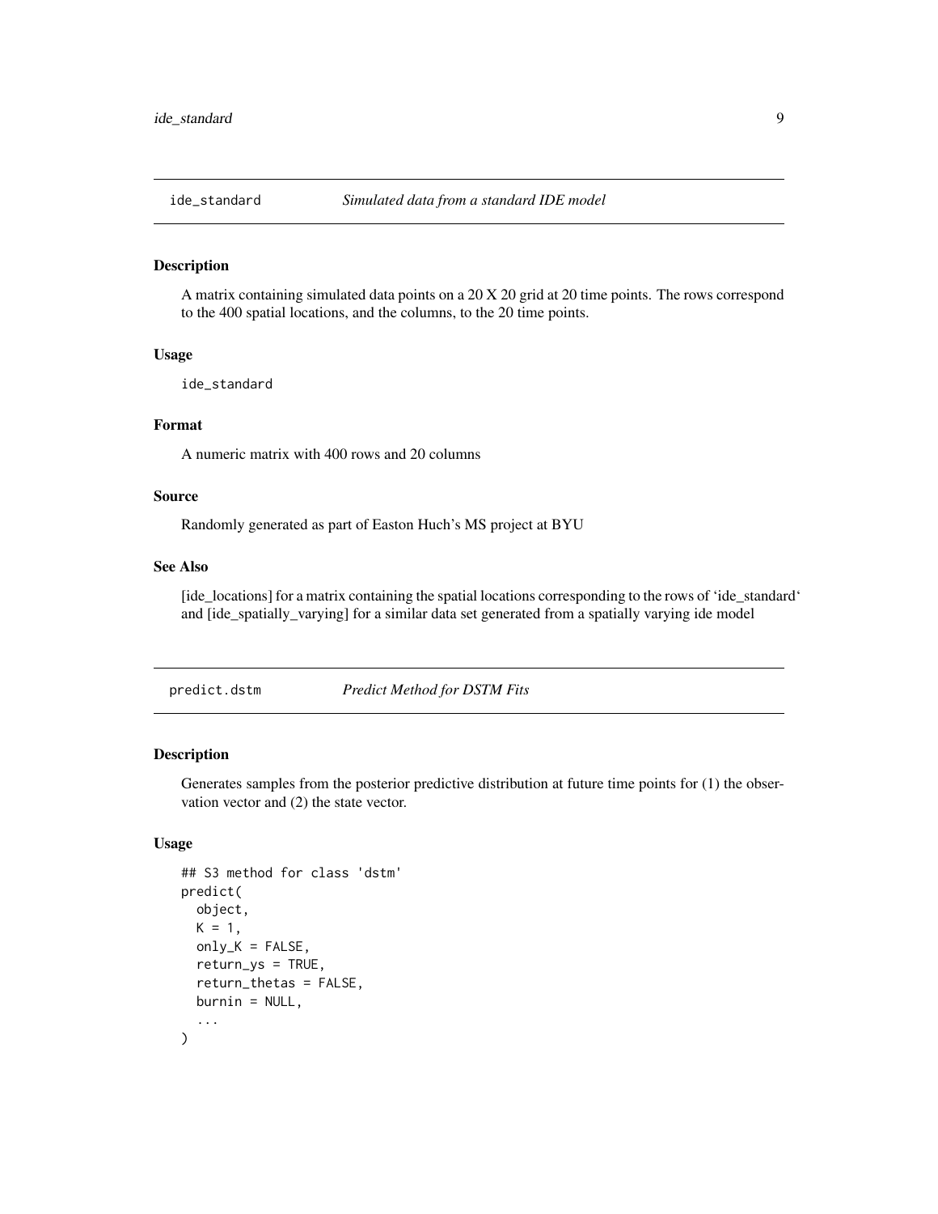## ide_standard *Simulated data from a standard IDE model*

### Description

A matrix containing simulated data points on a 20 X 20 grid at 20 time points. The rows correspond to the 400 spatial locations, and the columns, to the 20 time points.

### Usage

```
ide_standard
```

### Format

A numeric matrix with 400 rows and 20 columns

### Source

Randomly generated as part of Easton Huch's MS project at BYU

### See Also

[ide_locations] for a matrix containing the spatial locations corresponding to the rows of 'ide_standard' and [ide_spatially_varying] for a similar data set generated from a spatially varying ide model

## predict.dstm *Predict Method for DSTM Fits*

### Description

Generates samples from the posterior predictive distribution at future time points for (1) the observation vector and (2) the state vector.

### Usage

```
## S3 method for class 'dstm'
predict(
  object,
  K = 1,
  only_K = FALSE,
  return_ys = TRUE,
  return_thetas = FALSE,
  burnin = NULL,
  ...
)
```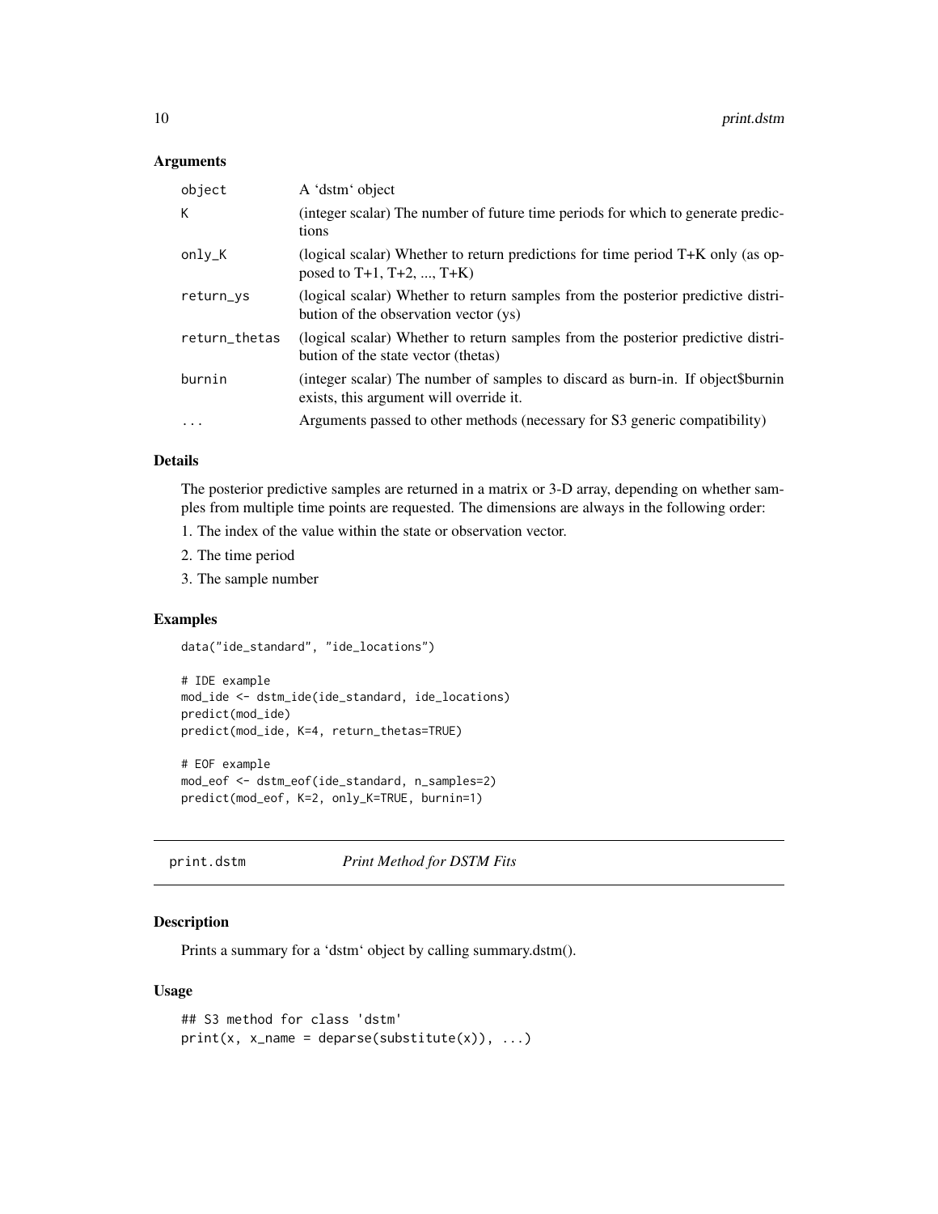### Arguments

| | |
|---|---|
| object | A 'dstm' object |
| K | (integer scalar) The number of future time periods for which to generate predictions |
| only_K | (logical scalar) Whether to return predictions for time period T+K only (as opposed to T+1, T+2, ..., T+K) |
| return_ys | (logical scalar) Whether to return samples from the posterior predictive distribution of the observation vector (ys) |
| return_thetas | (logical scalar) Whether to return samples from the posterior predictive distribution of the state vector (thetas) |
| burnin | (integer scalar) The number of samples to discard as burn-in. If object$burnin exists, this argument will override it. |
| ... | Arguments passed to other methods (necessary for S3 generic compatibility) |

### Details

The posterior predictive samples are returned in a matrix or 3-D array, depending on whether samples from multiple time points are requested. The dimensions are always in the following order:

1. The index of the value within the state or observation vector.
2. The time period
3. The sample number

### Examples

```
data("ide_standard", "ide_locations")

# IDE example
mod_ide <- dstm_ide(ide_standard, ide_locations)
predict(mod_ide)
predict(mod_ide, K=4, return_thetas=TRUE)

# EOF example
mod_eof <- dstm_eof(ide_standard, n_samples=2)
predict(mod_eof, K=2, only_K=TRUE, burnin=1)
```

---

## print.dstm *Print Method for DSTM Fits*

---

### Description

Prints a summary for a 'dstm' object by calling summary.dstm().

### Usage

```
## S3 method for class 'dstm'
print(x, x_name = deparse(substitute(x)), ...)
```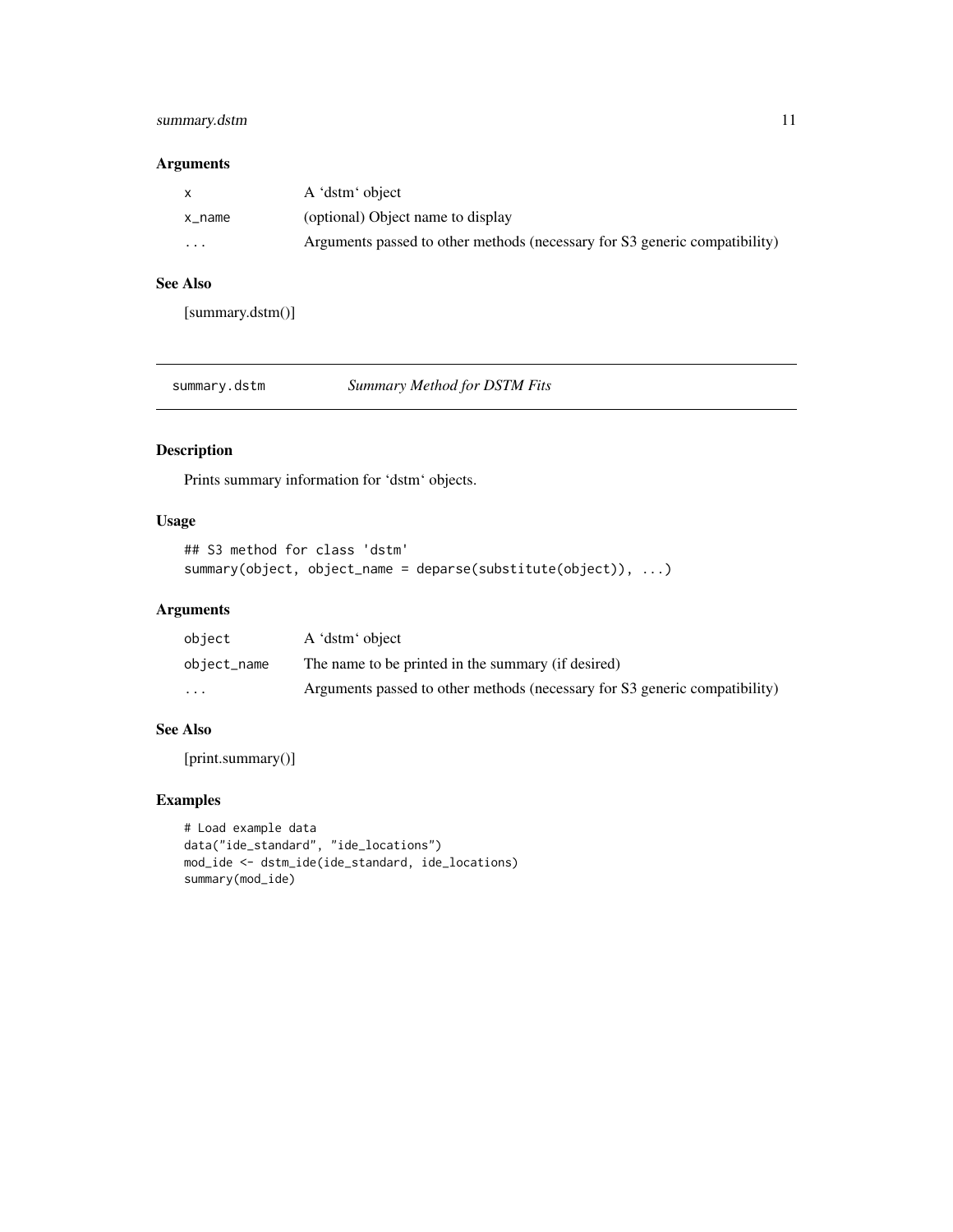### Arguments

| | |
|---|---|
| `x` | A 'dstm' object |
| `x_name` | (optional) Object name to display |
| `...` | Arguments passed to other methods (necessary for S3 generic compatibility) |

### See Also

[summary.dstm()]

---

## summary.dstm — *Summary Method for DSTM Fits*

---

### Description

Prints summary information for 'dstm' objects.

### Usage

```
## S3 method for class 'dstm'
summary(object, object_name = deparse(substitute(object)), ...)
```

### Arguments

| | |
|---|---|
| `object` | A 'dstm' object |
| `object_name` | The name to be printed in the summary (if desired) |
| `...` | Arguments passed to other methods (necessary for S3 generic compatibility) |

### See Also

[print.summary()]

### Examples

```
# Load example data
data("ide_standard", "ide_locations")
mod_ide <- dstm_ide(ide_standard, ide_locations)
summary(mod_ide)
```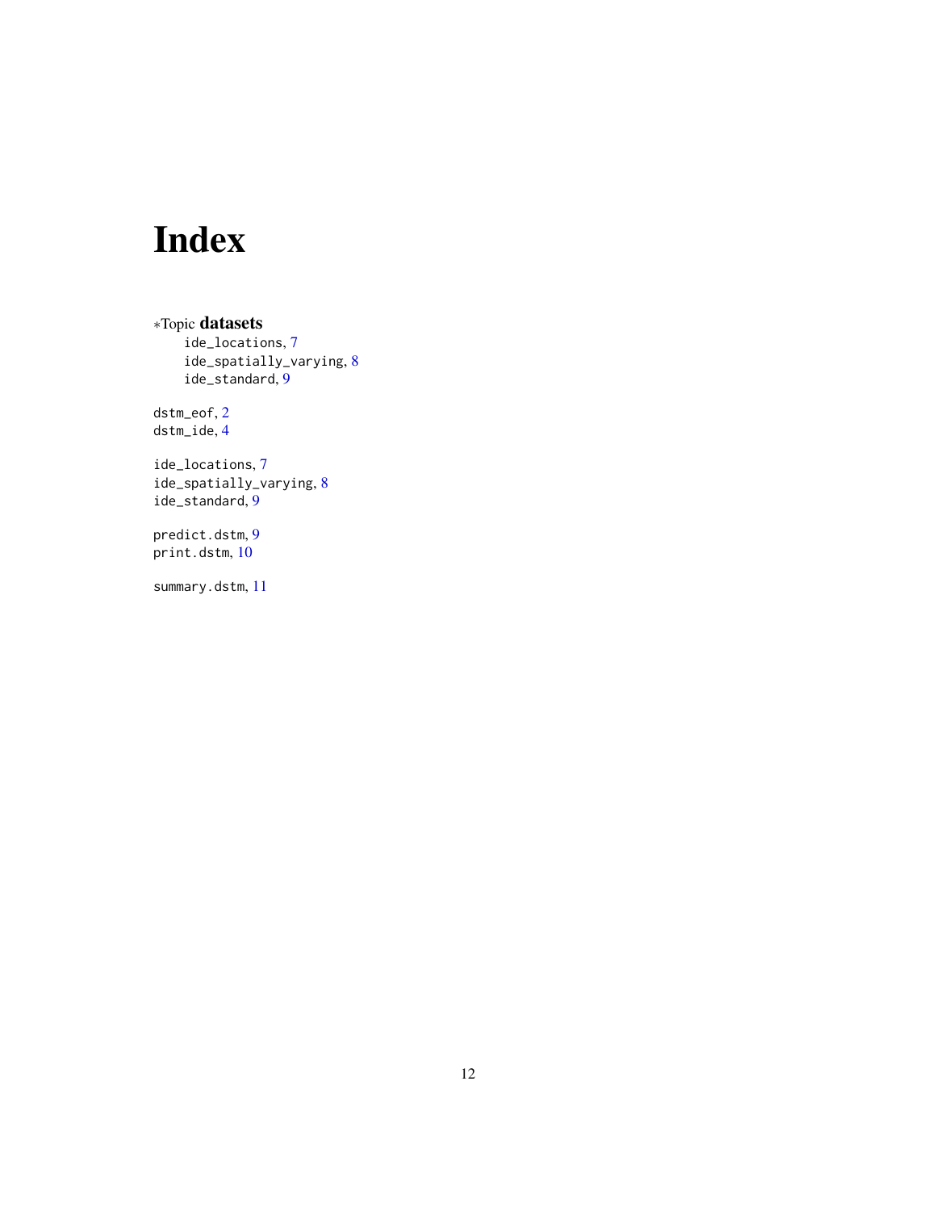# Index

∗Topic **datasets**
    ide_locations, 7
    ide_spatially_varying, 8
    ide_standard, 9

dstm_eof, 2
dstm_ide, 4

ide_locations, 7
ide_spatially_varying, 8
ide_standard, 9

predict.dstm, 9
print.dstm, 10

summary.dstm, 11